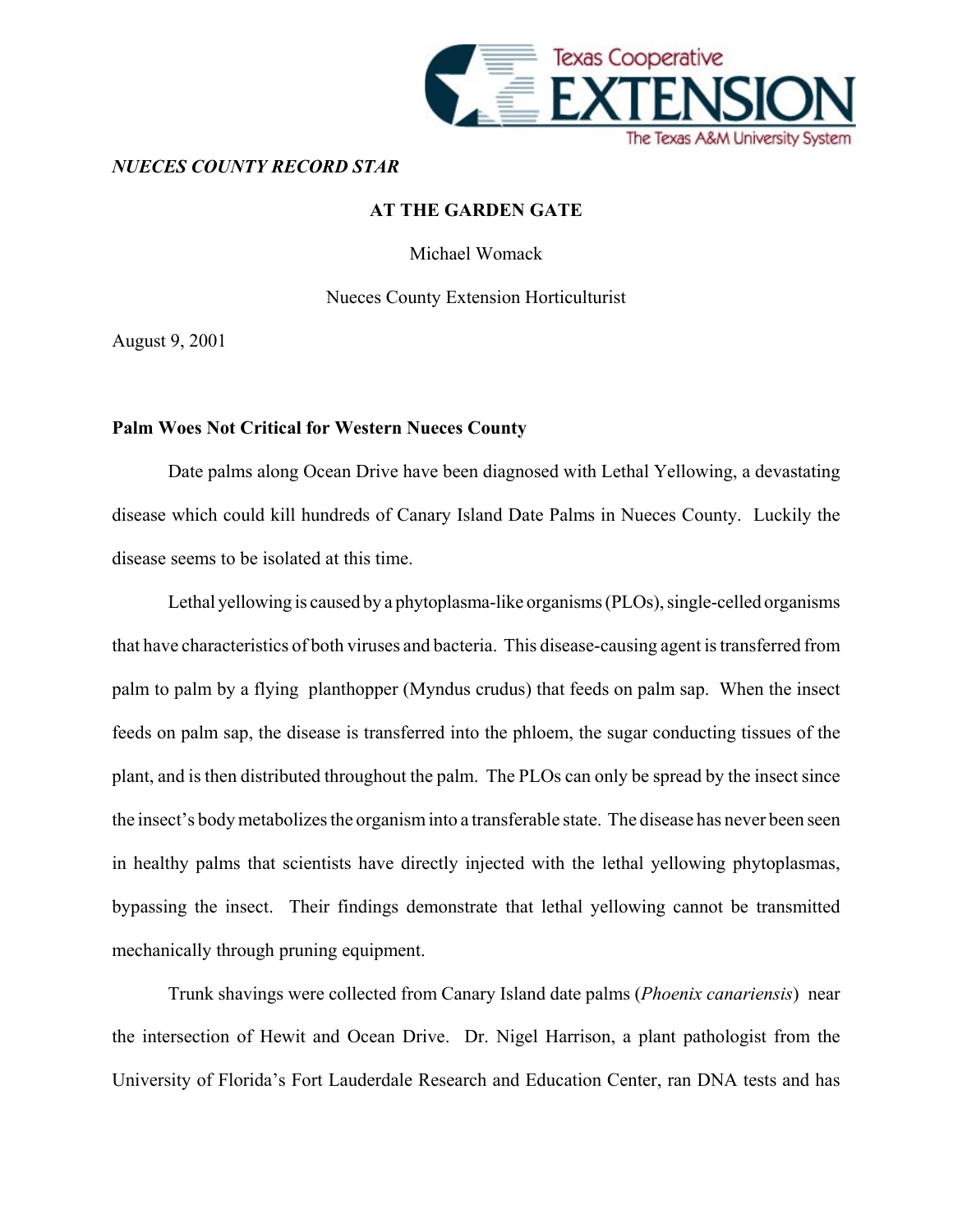Texas Cooperative EXTENSION
The Texas A&M University System

*NUECES COUNTY RECORD STAR*

**AT THE GARDEN GATE**

Michael Womack

Nueces County Extension Horticulturist

August 9, 2001

**Palm Woes Not Critical for Western Nueces County**

Date palms along Ocean Drive have been diagnosed with Lethal Yellowing, a devastating disease which could kill hundreds of Canary Island Date Palms in Nueces County. Luckily the disease seems to be isolated at this time.

Lethal yellowing is caused by a phytoplasma-like organisms (PLOs), single-celled organisms that have characteristics of both viruses and bacteria. This disease-causing agent is transferred from palm to palm by a flying planthopper (Myndus crudus) that feeds on palm sap. When the insect feeds on palm sap, the disease is transferred into the phloem, the sugar conducting tissues of the plant, and is then distributed throughout the palm. The PLOs can only be spread by the insect since the insect's body metabolizes the organism into a transferable state. The disease has never been seen in healthy palms that scientists have directly injected with the lethal yellowing phytoplasmas, bypassing the insect. Their findings demonstrate that lethal yellowing cannot be transmitted mechanically through pruning equipment.

Trunk shavings were collected from Canary Island date palms (*Phoenix canariensis*) near the intersection of Hewit and Ocean Drive. Dr. Nigel Harrison, a plant pathologist from the University of Florida's Fort Lauderdale Research and Education Center, ran DNA tests and has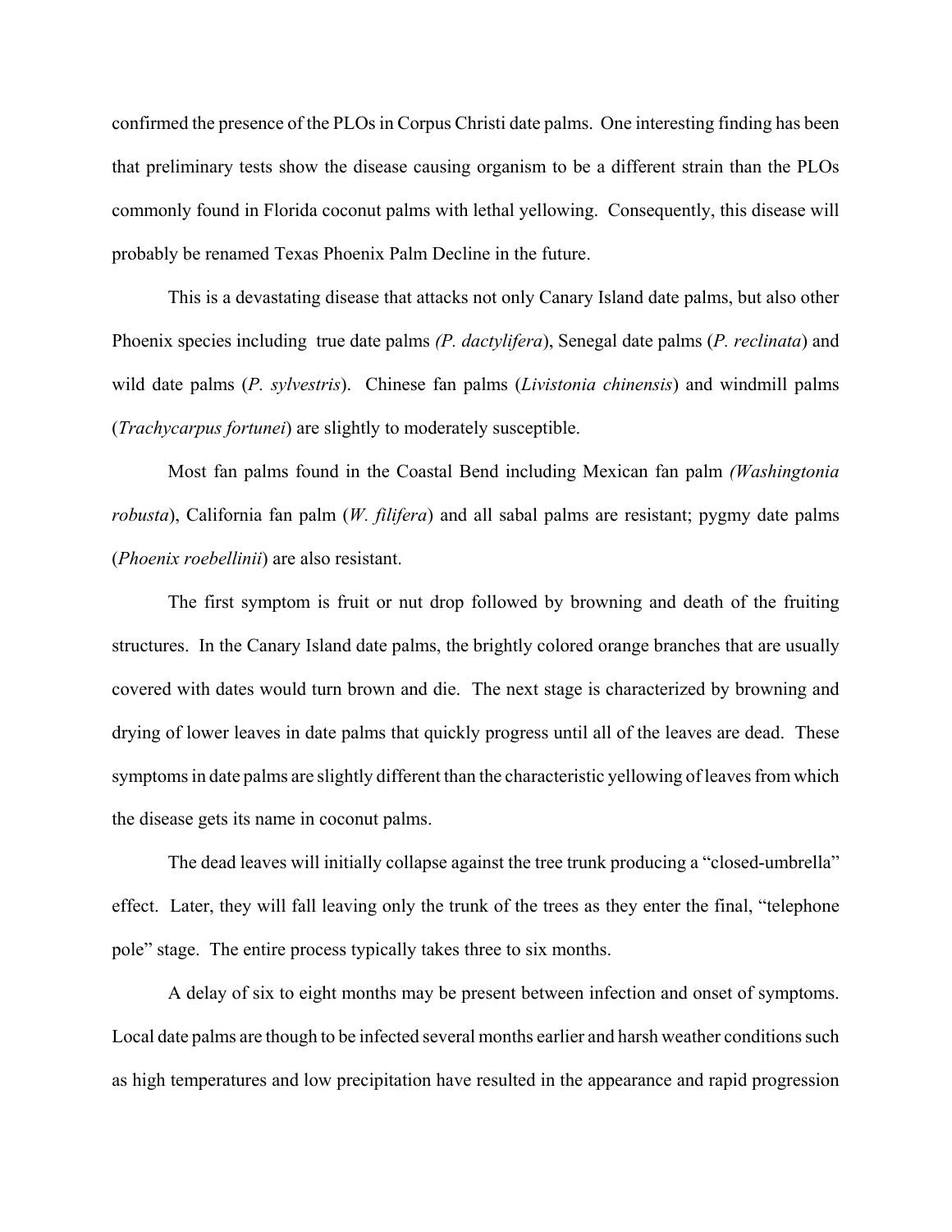confirmed the presence of the PLOs in Corpus Christi date palms. One interesting finding has been that preliminary tests show the disease causing organism to be a different strain than the PLOs commonly found in Florida coconut palms with lethal yellowing. Consequently, this disease will probably be renamed Texas Phoenix Palm Decline in the future.

This is a devastating disease that attacks not only Canary Island date palms, but also other Phoenix species including true date palms *(P. dactylifera)*, Senegal date palms (*P. reclinata*) and wild date palms (*P. sylvestris*). Chinese fan palms (*Livistonia chinensis*) and windmill palms (*Trachycarpus fortunei*) are slightly to moderately susceptible.

Most fan palms found in the Coastal Bend including Mexican fan palm *(Washingtonia robusta*), California fan palm (*W. filifera*) and all sabal palms are resistant; pygmy date palms (*Phoenix roebellinii*) are also resistant.

The first symptom is fruit or nut drop followed by browning and death of the fruiting structures. In the Canary Island date palms, the brightly colored orange branches that are usually covered with dates would turn brown and die. The next stage is characterized by browning and drying of lower leaves in date palms that quickly progress until all of the leaves are dead. These symptoms in date palms are slightly different than the characteristic yellowing of leaves from which the disease gets its name in coconut palms.

The dead leaves will initially collapse against the tree trunk producing a "closed-umbrella" effect. Later, they will fall leaving only the trunk of the trees as they enter the final, "telephone pole" stage. The entire process typically takes three to six months.

A delay of six to eight months may be present between infection and onset of symptoms. Local date palms are though to be infected several months earlier and harsh weather conditions such as high temperatures and low precipitation have resulted in the appearance and rapid progression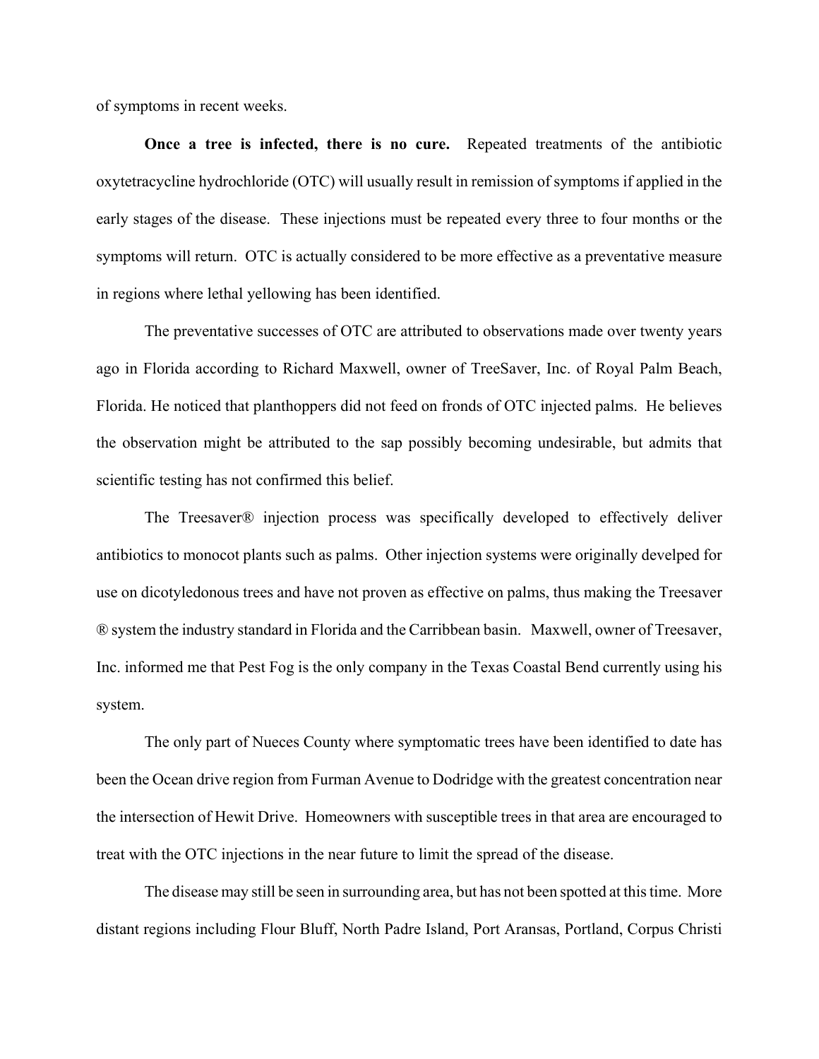of symptoms in recent weeks.

**Once a tree is infected, there is no cure.** Repeated treatments of the antibiotic oxytetracycline hydrochloride (OTC) will usually result in remission of symptoms if applied in the early stages of the disease. These injections must be repeated every three to four months or the symptoms will return. OTC is actually considered to be more effective as a preventative measure in regions where lethal yellowing has been identified.

The preventative successes of OTC are attributed to observations made over twenty years ago in Florida according to Richard Maxwell, owner of TreeSaver, Inc. of Royal Palm Beach, Florida. He noticed that planthoppers did not feed on fronds of OTC injected palms. He believes the observation might be attributed to the sap possibly becoming undesirable, but admits that scientific testing has not confirmed this belief.

The Treesaver® injection process was specifically developed to effectively deliver antibiotics to monocot plants such as palms. Other injection systems were originally develped for use on dicotyledonous trees and have not proven as effective on palms, thus making the Treesaver ® system the industry standard in Florida and the Carribbean basin. Maxwell, owner of Treesaver, Inc. informed me that Pest Fog is the only company in the Texas Coastal Bend currently using his system.

The only part of Nueces County where symptomatic trees have been identified to date has been the Ocean drive region from Furman Avenue to Dodridge with the greatest concentration near the intersection of Hewit Drive. Homeowners with susceptible trees in that area are encouraged to treat with the OTC injections in the near future to limit the spread of the disease.

The disease may still be seen in surrounding area, but has not been spotted at this time. More distant regions including Flour Bluff, North Padre Island, Port Aransas, Portland, Corpus Christi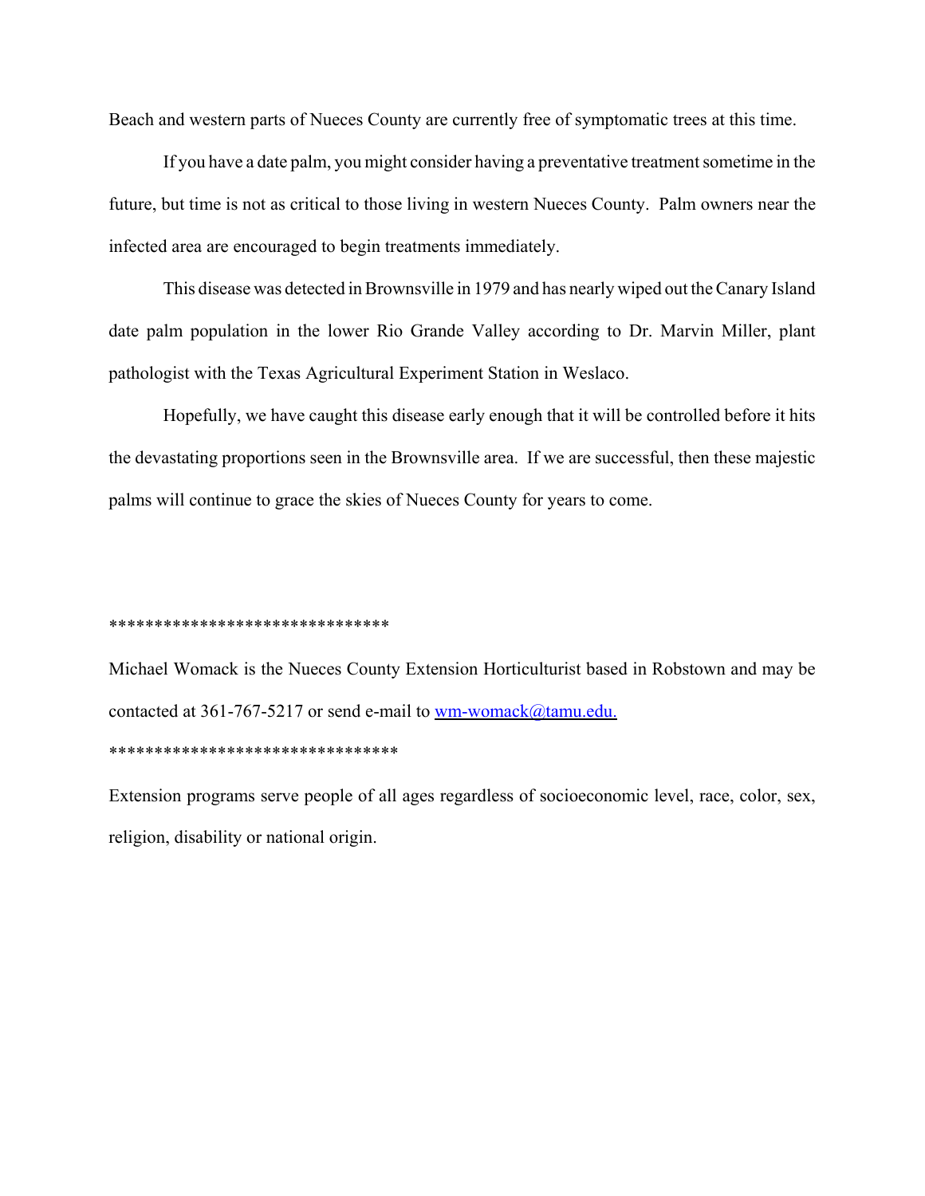Beach and western parts of Nueces County are currently free of symptomatic trees at this time.

If you have a date palm, you might consider having a preventative treatment sometime in the future, but time is not as critical to those living in western Nueces County. Palm owners near the infected area are encouraged to begin treatments immediately.

This disease was detected in Brownsville in 1979 and has nearly wiped out the Canary Island date palm population in the lower Rio Grande Valley according to Dr. Marvin Miller, plant pathologist with the Texas Agricultural Experiment Station in Weslaco.

Hopefully, we have caught this disease early enough that it will be controlled before it hits the devastating proportions seen in the Brownsville area. If we are successful, then these majestic palms will continue to grace the skies of Nueces County for years to come.

*******************************

Michael Womack is the Nueces County Extension Horticulturist based in Robstown and may be contacted at 361-767-5217 or send e-mail to wm-womack@tamu.edu.

********************************

Extension programs serve people of all ages regardless of socioeconomic level, race, color, sex, religion, disability or national origin.